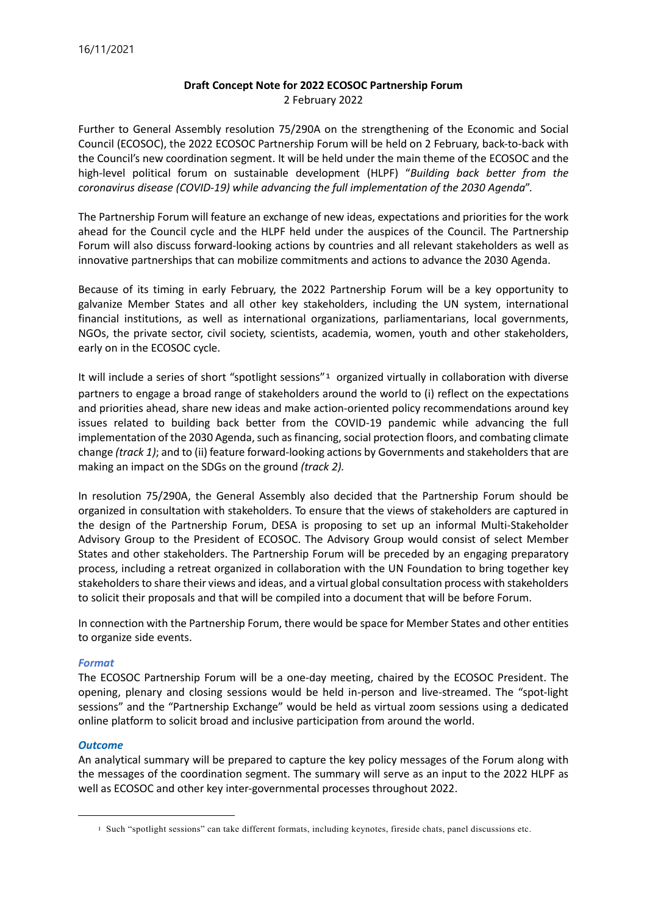16/11/2021

**Draft Concept Note for 2022 ECOSOC Partnership Forum**
2 February 2022

Further to General Assembly resolution 75/290A on the strengthening of the Economic and Social Council (ECOSOC), the 2022 ECOSOC Partnership Forum will be held on 2 February, back-to-back with the Council's new coordination segment. It will be held under the main theme of the ECOSOC and the high-level political forum on sustainable development (HLPF) "*Building back better from the coronavirus disease (COVID-19) while advancing the full implementation of the 2030 Agenda*".

The Partnership Forum will feature an exchange of new ideas, expectations and priorities for the work ahead for the Council cycle and the HLPF held under the auspices of the Council. The Partnership Forum will also discuss forward-looking actions by countries and all relevant stakeholders as well as innovative partnerships that can mobilize commitments and actions to advance the 2030 Agenda.

Because of its timing in early February, the 2022 Partnership Forum will be a key opportunity to galvanize Member States and all other key stakeholders, including the UN system, international financial institutions, as well as international organizations, parliamentarians, local governments, NGOs, the private sector, civil society, scientists, academia, women, youth and other stakeholders, early on in the ECOSOC cycle.

It will include a series of short "spotlight sessions"[1] organized virtually in collaboration with diverse partners to engage a broad range of stakeholders around the world to (i) reflect on the expectations and priorities ahead, share new ideas and make action-oriented policy recommendations around key issues related to building back better from the COVID-19 pandemic while advancing the full implementation of the 2030 Agenda, such as financing, social protection floors, and combating climate change *(track 1)*; and to (ii) feature forward-looking actions by Governments and stakeholders that are making an impact on the SDGs on the ground *(track 2).*

In resolution 75/290A, the General Assembly also decided that the Partnership Forum should be organized in consultation with stakeholders. To ensure that the views of stakeholders are captured in the design of the Partnership Forum, DESA is proposing to set up an informal Multi-Stakeholder Advisory Group to the President of ECOSOC. The Advisory Group would consist of select Member States and other stakeholders. The Partnership Forum will be preceded by an engaging preparatory process, including a retreat organized in collaboration with the UN Foundation to bring together key stakeholders to share their views and ideas, and a virtual global consultation process with stakeholders to solicit their proposals and that will be compiled into a document that will be before Forum.

In connection with the Partnership Forum, there would be space for Member States and other entities to organize side events.

### *Format*

The ECOSOC Partnership Forum will be a one-day meeting, chaired by the ECOSOC President. The opening, plenary and closing sessions would be held in-person and live-streamed. The "spot-light sessions" and the "Partnership Exchange" would be held as virtual zoom sessions using a dedicated online platform to solicit broad and inclusive participation from around the world.

### *Outcome*

An analytical summary will be prepared to capture the key policy messages of the Forum along with the messages of the coordination segment. The summary will serve as an input to the 2022 HLPF as well as ECOSOC and other key inter-governmental processes throughout 2022.

---

[1] Such "spotlight sessions" can take different formats, including keynotes, fireside chats, panel discussions etc.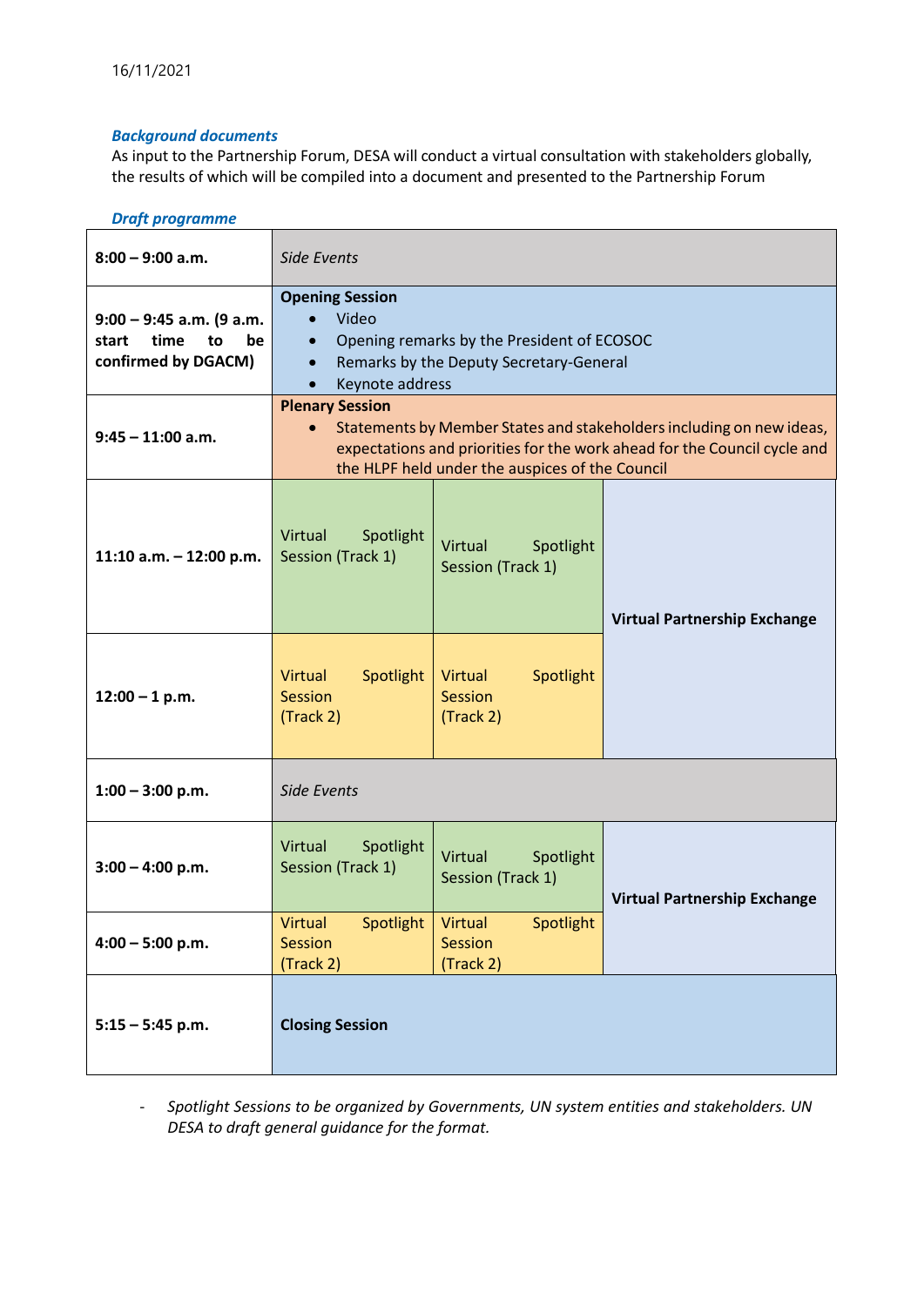16/11/2021

***Background documents***

As input to the Partnership Forum, DESA will conduct a virtual consultation with stakeholders globally, the results of which will be compiled into a document and presented to the Partnership Forum

***Draft programme***

| | | | |
|---|---|---|---|
| **8:00 – 9:00 a.m.** | *Side Events* | | |
| **9:00 – 9:45 a.m. (9 a.m. start time to be confirmed by DGACM)** | **Opening Session**<br>• Video<br>• Opening remarks by the President of ECOSOC<br>• Remarks by the Deputy Secretary-General<br>• Keynote address | | |
| **9:45 – 11:00 a.m.** | **Plenary Session**<br>• Statements by Member States and stakeholders including on new ideas, expectations and priorities for the work ahead for the Council cycle and the HLPF held under the auspices of the Council | | |
| **11:10 a.m. – 12:00 p.m.** | Virtual Spotlight Session (Track 1) | Virtual Spotlight Session (Track 1) | **Virtual Partnership Exchange** |
| **12:00 – 1 p.m.** | Virtual Spotlight Session (Track 2) | Virtual Spotlight Session (Track 2) | |
| **1:00 – 3:00 p.m.** | *Side Events* | | |
| **3:00 – 4:00 p.m.** | Virtual Spotlight Session (Track 1) | Virtual Spotlight Session (Track 1) | **Virtual Partnership Exchange** |
| **4:00 – 5:00 p.m.** | Virtual Spotlight Session (Track 2) | Virtual Spotlight Session (Track 2) | |
| **5:15 – 5:45 p.m.** | **Closing Session** | | |

- *Spotlight Sessions to be organized by Governments, UN system entities and stakeholders. UN DESA to draft general guidance for the format.*